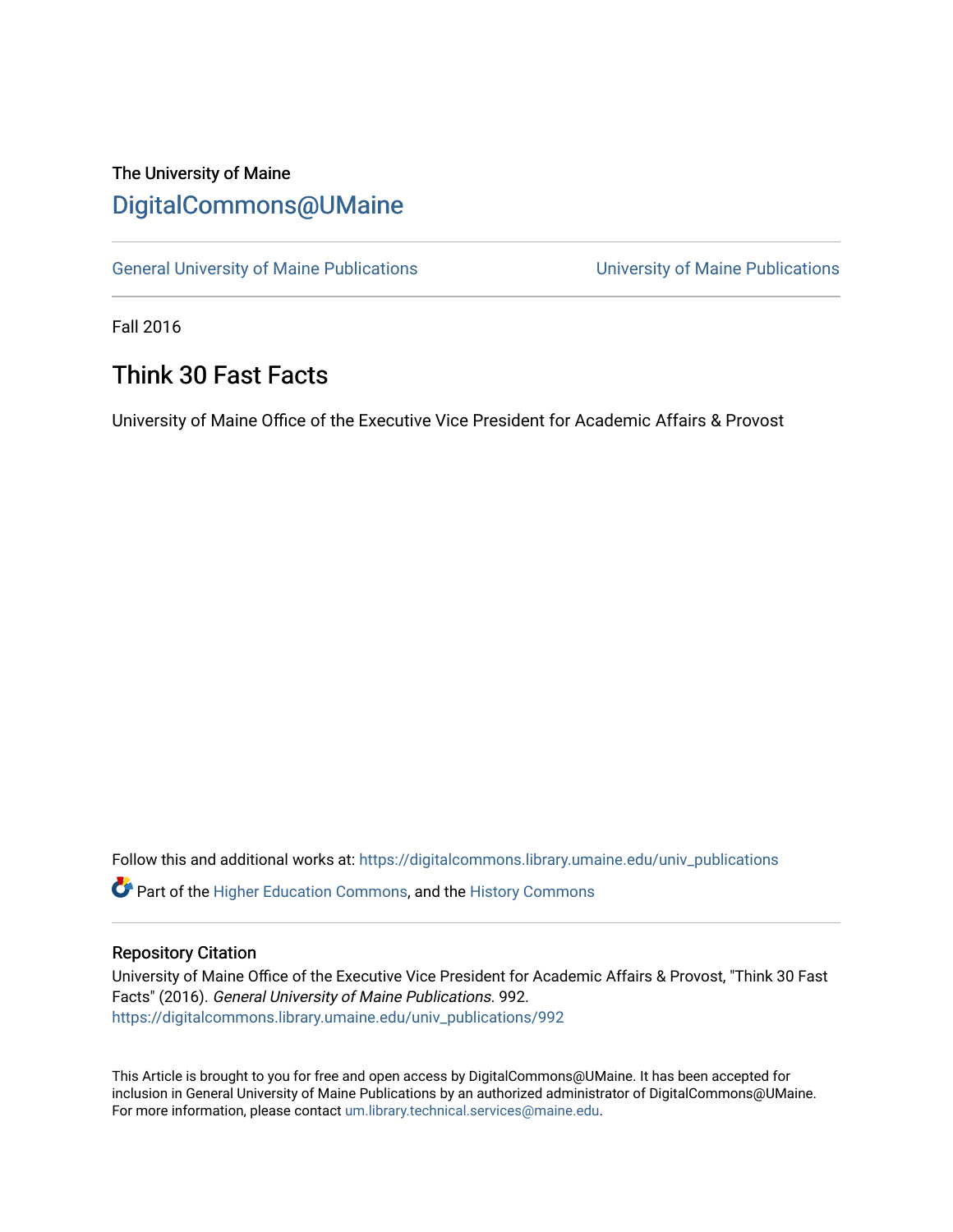The University of Maine

# DigitalCommons@UMaine

General University of Maine Publications | University of Maine Publications

Fall 2016

## Think 30 Fast Facts

University of Maine Office of the Executive Vice President for Academic Affairs & Provost

Follow this and additional works at: https://digitalcommons.library.umaine.edu/univ_publications

Part of the Higher Education Commons, and the History Commons

### Repository Citation

University of Maine Office of the Executive Vice President for Academic Affairs & Provost, "Think 30 Fast Facts" (2016). *General University of Maine Publications*. 992.
https://digitalcommons.library.umaine.edu/univ_publications/992

This Article is brought to you for free and open access by DigitalCommons@UMaine. It has been accepted for inclusion in General University of Maine Publications by an authorized administrator of DigitalCommons@UMaine. For more information, please contact um.library.technical.services@maine.edu.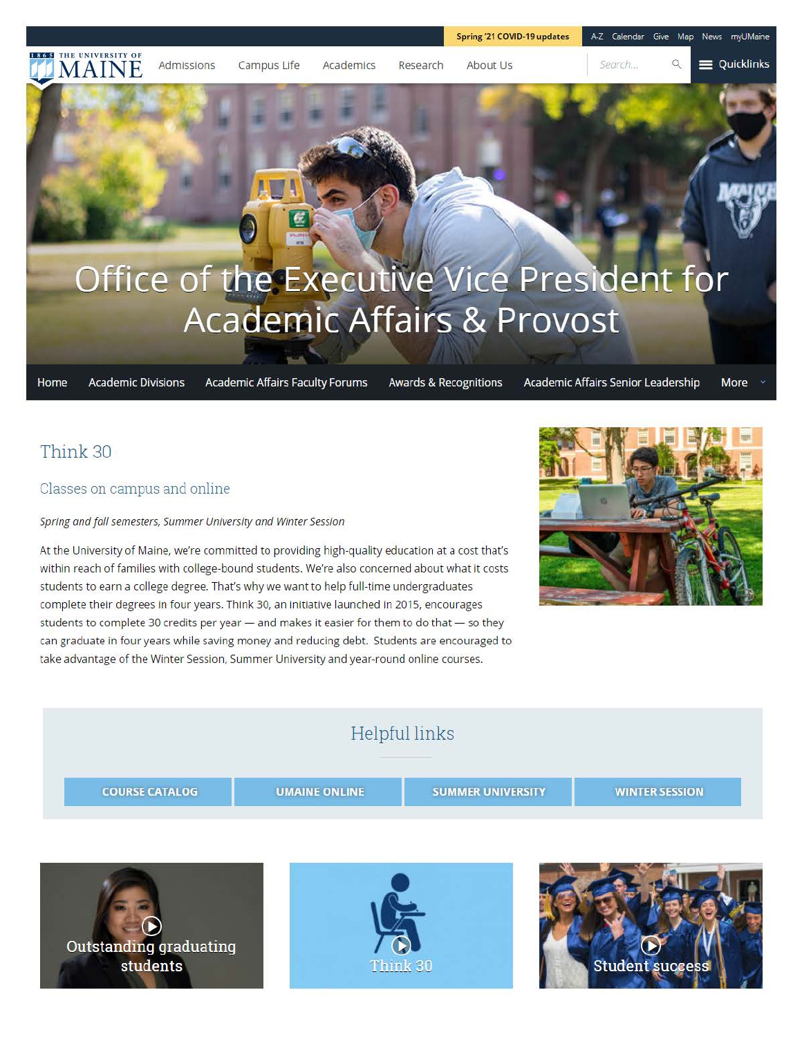Spring '21 COVID-19 updates | A-Z | Calendar | Give | Map | News | myUMaine

1865 THE UNIVERSITY OF MAINE

Admissions | Campus Life | Academics | Research | About Us | Search... | Quicklinks

# Office of the Executive Vice President for Academic Affairs & Provost

Home | Academic Divisions | Academic Affairs Faculty Forums | Awards & Recognitions | Academic Affairs Senior Leadership | More

## Think 30

### Classes on campus and online

*Spring and fall semesters, Summer University and Winter Session*

At the University of Maine, we're committed to providing high-quality education at a cost that's within reach of families with college-bound students. We're also concerned about what it costs students to earn a college degree. That's why we want to help full-time undergraduates complete their degrees in four years. Think 30, an initiative launched in 2015, encourages students to complete 30 credits per year — and makes it easier for them to do that — so they can graduate in four years while saving money and reducing debt. Students are encouraged to take advantage of the Winter Session, Summer University and year-round online courses.

## Helpful links

COURSE CATALOG | UMAINE ONLINE | SUMMER UNIVERSITY | WINTER SESSION

Outstanding graduating students

Think 30

Student success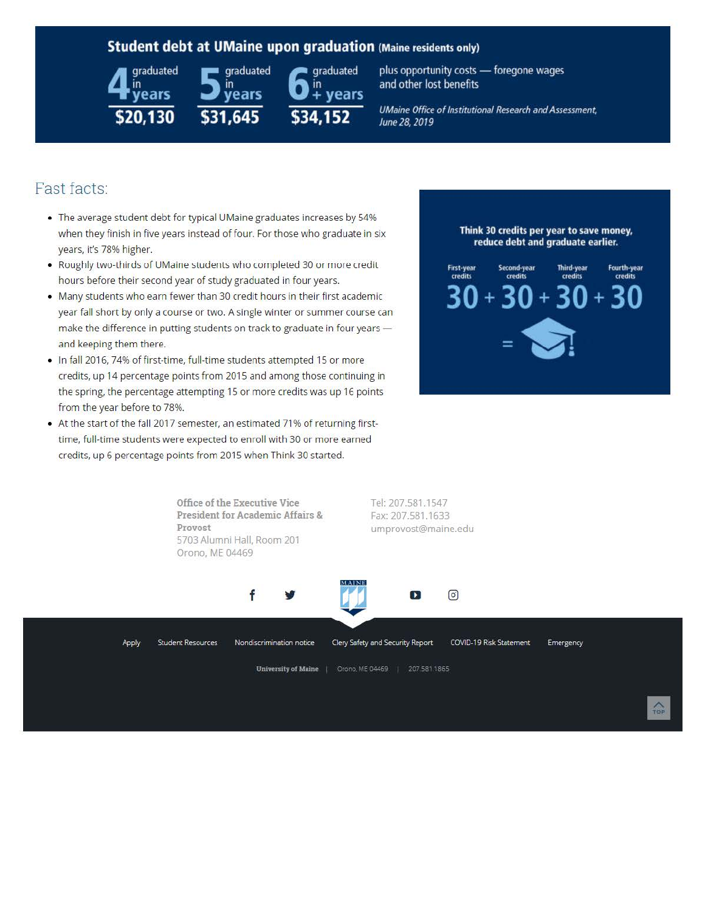## Student debt at UMaine upon graduation (Maine residents only)

4 graduated in years
$20,130

5 graduated in years
$31,645

6 graduated in + years
$34,152

plus opportunity costs — foregone wages and other lost benefits

*UMaine Office of Institutional Research and Assessment, June 28, 2019*

## Fast facts:

- The average student debt for typical UMaine graduates increases by 54% when they finish in five years instead of four. For those who graduate in six years, it's 78% higher.
- Roughly two-thirds of UMaine students who completed 30 or more credit hours before their second year of study graduated in four years.
- Many students who earn fewer than 30 credit hours in their first academic year fall short by only a course or two. A single winter or summer course can make the difference in putting students on track to graduate in four years — and keeping them there.
- In fall 2016, 74% of first-time, full-time students attempted 15 or more credits, up 14 percentage points from 2015 and among those continuing in the spring, the percentage attempting 15 or more credits was up 16 points from the year before to 78%.
- At the start of the fall 2017 semester, an estimated 71% of returning first-time, full-time students were expected to enroll with 30 or more earned credits, up 6 percentage points from 2015 when Think 30 started.

**Think 30 credits per year to save money, reduce debt and graduate earlier.**

First-year credits 30 + Second-year credits 30 + Third-year credits 30 + Fourth-year credits 30 =

**Office of the Executive Vice President for Academic Affairs & Provost**
5703 Alumni Hall, Room 201
Orono, ME 04469

Tel: 207.581.1547
Fax: 207.581.1633
umprovost@maine.edu

Apply | Student Resources | Nondiscrimination notice | Clery Safety and Security Report | COVID-19 Risk Statement | Emergency

**University of Maine** | Orono, ME 04469 | 207.581.1865